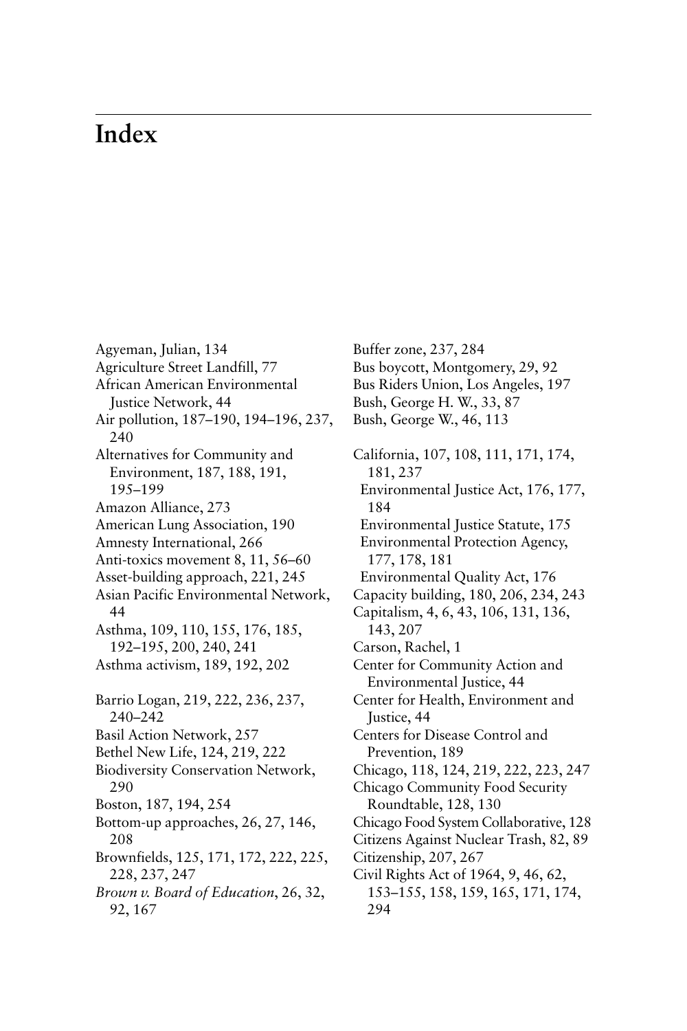# Index

Agyeman, Julian, 134
Agriculture Street Landfill, 77
African American Environmental Justice Network, 44
Air pollution, 187–190, 194–196, 237, 240
Alternatives for Community and Environment, 187, 188, 191, 195–199
Amazon Alliance, 273
American Lung Association, 190
Amnesty International, 266
Anti-toxics movement 8, 11, 56–60
Asset-building approach, 221, 245
Asian Pacific Environmental Network, 44
Asthma, 109, 110, 155, 176, 185, 192–195, 200, 240, 241
Asthma activism, 189, 192, 202

Barrio Logan, 219, 222, 236, 237, 240–242
Basil Action Network, 257
Bethel New Life, 124, 219, 222
Biodiversity Conservation Network, 290
Boston, 187, 194, 254
Bottom-up approaches, 26, 27, 146, 208
Brownfields, 125, 171, 172, 222, 225, 228, 237, 247
*Brown v. Board of Education*, 26, 32, 92, 167
Buffer zone, 237, 284
Bus boycott, Montgomery, 29, 92
Bus Riders Union, Los Angeles, 197
Bush, George H. W., 33, 87
Bush, George W., 46, 113

California, 107, 108, 111, 171, 174, 181, 237
- Environmental Justice Act, 176, 177, 184
- Environmental Justice Statute, 175
- Environmental Protection Agency, 177, 178, 181
- Environmental Quality Act, 176

Capacity building, 180, 206, 234, 243
Capitalism, 4, 6, 43, 106, 131, 136, 143, 207
Carson, Rachel, 1
Center for Community Action and Environmental Justice, 44
Center for Health, Environment and Justice, 44
Centers for Disease Control and Prevention, 189
Chicago, 118, 124, 219, 222, 223, 247
Chicago Community Food Security Roundtable, 128, 130
Chicago Food System Collaborative, 128
Citizens Against Nuclear Trash, 82, 89
Citizenship, 207, 267
Civil Rights Act of 1964, 9, 46, 62, 153–155, 158, 159, 165, 171, 174, 294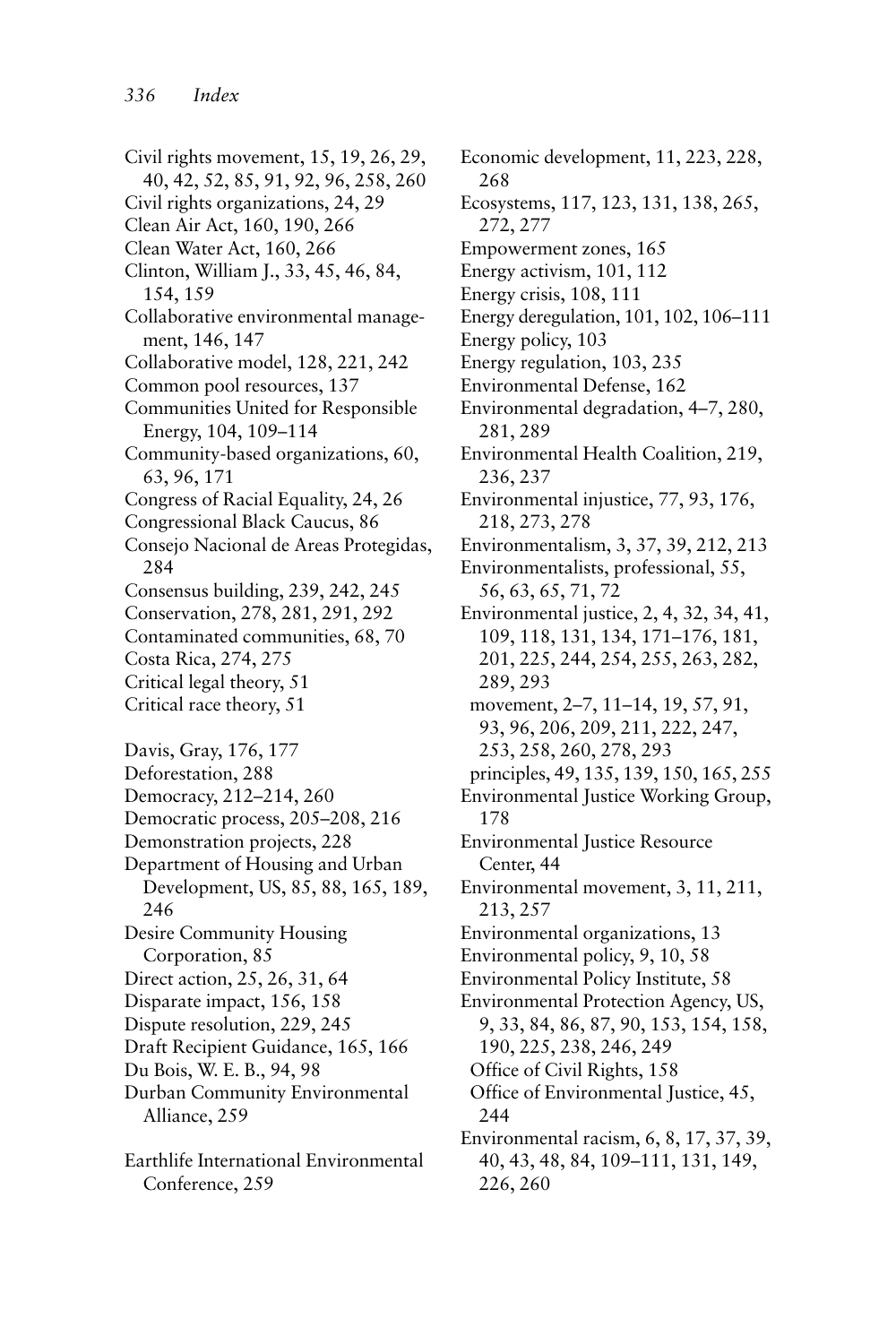Civil rights movement, 15, 19, 26, 29, 40, 42, 52, 85, 91, 92, 96, 258, 260
Civil rights organizations, 24, 29
Clean Air Act, 160, 190, 266
Clean Water Act, 160, 266
Clinton, William J., 33, 45, 46, 84, 154, 159
Collaborative environmental management, 146, 147
Collaborative model, 128, 221, 242
Common pool resources, 137
Communities United for Responsible Energy, 104, 109–114
Community-based organizations, 60, 63, 96, 171
Congress of Racial Equality, 24, 26
Congressional Black Caucus, 86
Consejo Nacional de Areas Protegidas, 284
Consensus building, 239, 242, 245
Conservation, 278, 281, 291, 292
Contaminated communities, 68, 70
Costa Rica, 274, 275
Critical legal theory, 51
Critical race theory, 51

Davis, Gray, 176, 177
Deforestation, 288
Democracy, 212–214, 260
Democratic process, 205–208, 216
Demonstration projects, 228
Department of Housing and Urban Development, US, 85, 88, 165, 189, 246
Desire Community Housing Corporation, 85
Direct action, 25, 26, 31, 64
Disparate impact, 156, 158
Dispute resolution, 229, 245
Draft Recipient Guidance, 165, 166
Du Bois, W. E. B., 94, 98
Durban Community Environmental Alliance, 259

Earthlife International Environmental Conference, 259
Economic development, 11, 223, 228, 268
Ecosystems, 117, 123, 131, 138, 265, 272, 277
Empowerment zones, 165
Energy activism, 101, 112
Energy crisis, 108, 111
Energy deregulation, 101, 102, 106–111
Energy policy, 103
Energy regulation, 103, 235
Environmental Defense, 162
Environmental degradation, 4–7, 280, 281, 289
Environmental Health Coalition, 219, 236, 237
Environmental injustice, 77, 93, 176, 218, 273, 278
Environmentalism, 3, 37, 39, 212, 213
Environmentalists, professional, 55, 56, 63, 65, 71, 72
Environmental justice, 2, 4, 32, 34, 41, 109, 118, 131, 134, 171–176, 181, 201, 225, 244, 254, 255, 263, 282, 289, 293
  movement, 2–7, 11–14, 19, 57, 91, 93, 96, 206, 209, 211, 222, 247, 253, 258, 260, 278, 293
  principles, 49, 135, 139, 150, 165, 255
Environmental Justice Working Group, 178
Environmental Justice Resource Center, 44
Environmental movement, 3, 11, 211, 213, 257
Environmental organizations, 13
Environmental policy, 9, 10, 58
Environmental Policy Institute, 58
Environmental Protection Agency, US, 9, 33, 84, 86, 87, 90, 153, 154, 158, 190, 225, 238, 246, 249
  Office of Civil Rights, 158
  Office of Environmental Justice, 45, 244
Environmental racism, 6, 8, 17, 37, 39, 40, 43, 48, 84, 109–111, 131, 149, 226, 260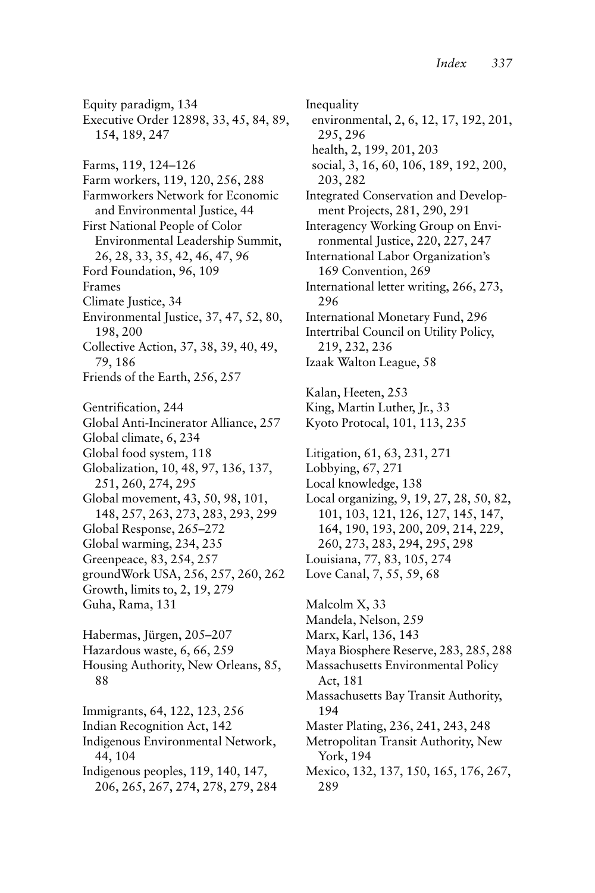Equity paradigm, 134
Executive Order 12898, 33, 45, 84, 89, 154, 189, 247

Farms, 119, 124–126
Farm workers, 119, 120, 256, 288
Farmworkers Network for Economic and Environmental Justice, 44
First National People of Color Environmental Leadership Summit, 26, 28, 33, 35, 42, 46, 47, 96
Ford Foundation, 96, 109
Frames
Climate Justice, 34
Environmental Justice, 37, 47, 52, 80, 198, 200
Collective Action, 37, 38, 39, 40, 49, 79, 186
Friends of the Earth, 256, 257

Gentrification, 244
Global Anti-Incinerator Alliance, 257
Global climate, 6, 234
Global food system, 118
Globalization, 10, 48, 97, 136, 137, 251, 260, 274, 295
Global movement, 43, 50, 98, 101, 148, 257, 263, 273, 283, 293, 299
Global Response, 265–272
Global warming, 234, 235
Greenpeace, 83, 254, 257
groundWork USA, 256, 257, 260, 262
Growth, limits to, 2, 19, 279
Guha, Rama, 131

Habermas, Jürgen, 205–207
Hazardous waste, 6, 66, 259
Housing Authority, New Orleans, 85, 88

Immigrants, 64, 122, 123, 256
Indian Recognition Act, 142
Indigenous Environmental Network, 44, 104
Indigenous peoples, 119, 140, 147, 206, 265, 267, 274, 278, 279, 284

Inequality
- environmental, 2, 6, 12, 17, 192, 201, 295, 296
- health, 2, 199, 201, 203
- social, 3, 16, 60, 106, 189, 192, 200, 203, 282

Integrated Conservation and Development Projects, 281, 290, 291
Interagency Working Group on Environmental Justice, 220, 227, 247
International Labor Organization's 169 Convention, 269
International letter writing, 266, 273, 296
International Monetary Fund, 296
Intertribal Council on Utility Policy, 219, 232, 236
Izaak Walton League, 58

Kalan, Heeten, 253
King, Martin Luther, Jr., 33
Kyoto Protocal, 101, 113, 235

Litigation, 61, 63, 231, 271
Lobbying, 67, 271
Local knowledge, 138
Local organizing, 9, 19, 27, 28, 50, 82, 101, 103, 121, 126, 127, 145, 147, 164, 190, 193, 200, 209, 214, 229, 260, 273, 283, 294, 295, 298
Louisiana, 77, 83, 105, 274
Love Canal, 7, 55, 59, 68

Malcolm X, 33
Mandela, Nelson, 259
Marx, Karl, 136, 143
Maya Biosphere Reserve, 283, 285, 288
Massachusetts Environmental Policy Act, 181
Massachusetts Bay Transit Authority, 194
Master Plating, 236, 241, 243, 248
Metropolitan Transit Authority, New York, 194
Mexico, 132, 137, 150, 165, 176, 267, 289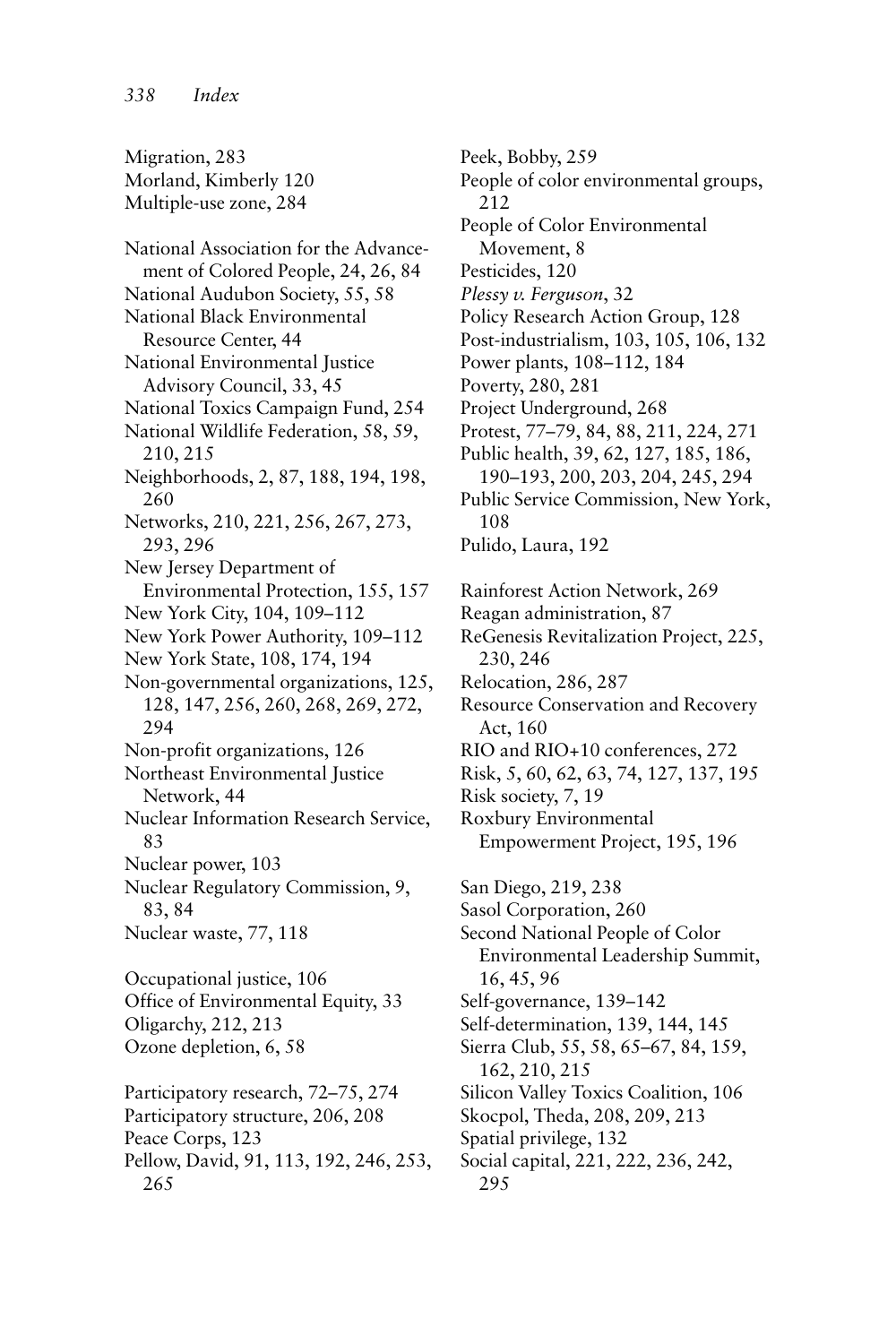Migration, 283
Morland, Kimberly 120
Multiple-use zone, 284

National Association for the Advancement of Colored People, 24, 26, 84
National Audubon Society, 55, 58
National Black Environmental Resource Center, 44
National Environmental Justice Advisory Council, 33, 45
National Toxics Campaign Fund, 254
National Wildlife Federation, 58, 59, 210, 215
Neighborhoods, 2, 87, 188, 194, 198, 260
Networks, 210, 221, 256, 267, 273, 293, 296
New Jersey Department of Environmental Protection, 155, 157
New York City, 104, 109–112
New York Power Authority, 109–112
New York State, 108, 174, 194
Non-governmental organizations, 125, 128, 147, 256, 260, 268, 269, 272, 294
Non-profit organizations, 126
Northeast Environmental Justice Network, 44
Nuclear Information Research Service, 83
Nuclear power, 103
Nuclear Regulatory Commission, 9, 83, 84
Nuclear waste, 77, 118

Occupational justice, 106
Office of Environmental Equity, 33
Oligarchy, 212, 213
Ozone depletion, 6, 58

Participatory research, 72–75, 274
Participatory structure, 206, 208
Peace Corps, 123
Pellow, David, 91, 113, 192, 246, 253, 265
Peek, Bobby, 259
People of color environmental groups, 212
People of Color Environmental Movement, 8
Pesticides, 120
*Plessy v. Ferguson*, 32
Policy Research Action Group, 128
Post-industrialism, 103, 105, 106, 132
Power plants, 108–112, 184
Poverty, 280, 281
Project Underground, 268
Protest, 77–79, 84, 88, 211, 224, 271
Public health, 39, 62, 127, 185, 186, 190–193, 200, 203, 204, 245, 294
Public Service Commission, New York, 108
Pulido, Laura, 192

Rainforest Action Network, 269
Reagan administration, 87
ReGenesis Revitalization Project, 225, 230, 246
Relocation, 286, 287
Resource Conservation and Recovery Act, 160
RIO and RIO+10 conferences, 272
Risk, 5, 60, 62, 63, 74, 127, 137, 195
Risk society, 7, 19
Roxbury Environmental Empowerment Project, 195, 196

San Diego, 219, 238
Sasol Corporation, 260
Second National People of Color Environmental Leadership Summit, 16, 45, 96
Self-governance, 139–142
Self-determination, 139, 144, 145
Sierra Club, 55, 58, 65–67, 84, 159, 162, 210, 215
Silicon Valley Toxics Coalition, 106
Skocpol, Theda, 208, 209, 213
Spatial privilege, 132
Social capital, 221, 222, 236, 242, 295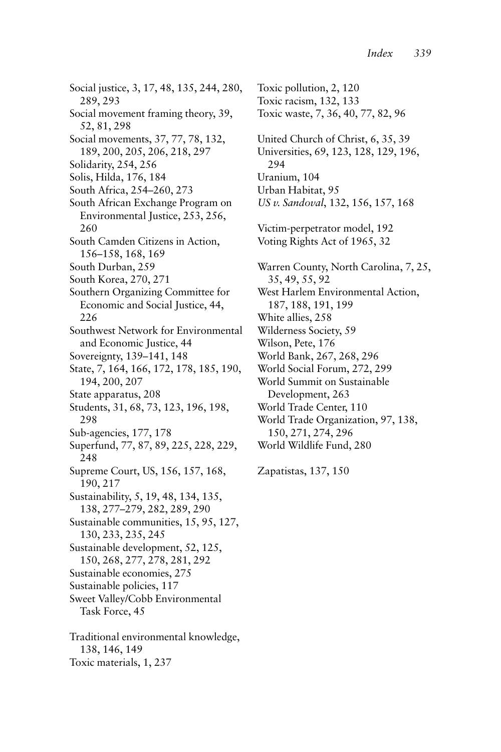Social justice, 3, 17, 48, 135, 244, 280, 289, 293
Social movement framing theory, 39, 52, 81, 298
Social movements, 37, 77, 78, 132, 189, 200, 205, 206, 218, 297
Solidarity, 254, 256
Solis, Hilda, 176, 184
South Africa, 254–260, 273
South African Exchange Program on Environmental Justice, 253, 256, 260
South Camden Citizens in Action, 156–158, 168, 169
South Durban, 259
South Korea, 270, 271
Southern Organizing Committee for Economic and Social Justice, 44, 226
Southwest Network for Environmental and Economic Justice, 44
Sovereignty, 139–141, 148
State, 7, 164, 166, 172, 178, 185, 190, 194, 200, 207
State apparatus, 208
Students, 31, 68, 73, 123, 196, 198, 298
Sub-agencies, 177, 178
Superfund, 77, 87, 89, 225, 228, 229, 248
Supreme Court, US, 156, 157, 168, 190, 217
Sustainability, 5, 19, 48, 134, 135, 138, 277–279, 282, 289, 290
Sustainable communities, 15, 95, 127, 130, 233, 235, 245
Sustainable development, 52, 125, 150, 268, 277, 278, 281, 292
Sustainable economies, 275
Sustainable policies, 117
Sweet Valley/Cobb Environmental Task Force, 45

Traditional environmental knowledge, 138, 146, 149
Toxic materials, 1, 237
Toxic pollution, 2, 120
Toxic racism, 132, 133
Toxic waste, 7, 36, 40, 77, 82, 96

United Church of Christ, 6, 35, 39
Universities, 69, 123, 128, 129, 196, 294
Uranium, 104
Urban Habitat, 95
*US v. Sandoval*, 132, 156, 157, 168

Victim-perpetrator model, 192
Voting Rights Act of 1965, 32

Warren County, North Carolina, 7, 25, 35, 49, 55, 92
West Harlem Environmental Action, 187, 188, 191, 199
White allies, 258
Wilderness Society, 59
Wilson, Pete, 176
World Bank, 267, 268, 296
World Social Forum, 272, 299
World Summit on Sustainable Development, 263
World Trade Center, 110
World Trade Organization, 97, 138, 150, 271, 274, 296
World Wildlife Fund, 280

Zapatistas, 137, 150